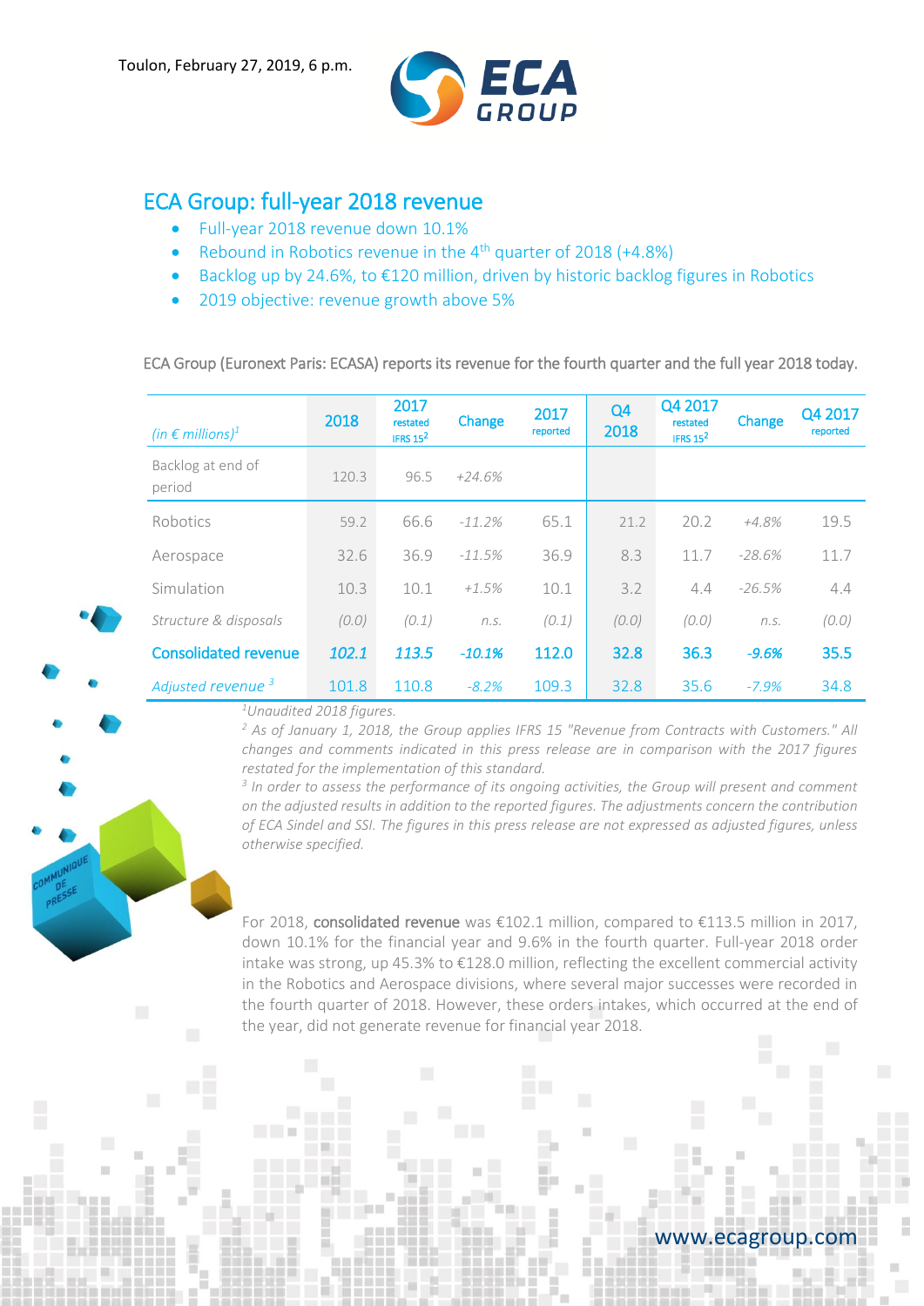Toulon, February 27, 2019, 6 p.m.

# ECA Group: full-year 2018 revenue

- Full-year 2018 revenue down 10.1%
- Rebound in Robotics revenue in the 4th quarter of 2018 (+4.8%)
- Backlog up by 24.6%, to €120 million, driven by historic backlog figures in Robotics
- 2019 objective: revenue growth above 5%

ECA Group (Euronext Paris: ECASA) reports its revenue for the fourth quarter and the full year 2018 today.

| *(in € millions)*[1] | 2018 | 2017 restated IFRS 15[2] | Change | 2017 reported | Q4 2018 | Q4 2017 restated IFRS 15[2] | Change | Q4 2017 reported |
|---|---|---|---|---|---|---|---|---|
| Backlog at end of period | 120.3 | 96.5 | *+24.6%* | | | | | |
| Robotics | 59.2 | 66.6 | *-11.2%* | 65.1 | 21.2 | 20.2 | *+4.8%* | 19.5 |
| Aerospace | 32.6 | 36.9 | *-11.5%* | 36.9 | 8.3 | 11.7 | *-28.6%* | 11.7 |
| Simulation | 10.3 | 10.1 | *+1.5%* | 10.1 | 3.2 | 4.4 | *-26.5%* | 4.4 |
| *Structure & disposals* | *(0.0)* | *(0.1)* | *n.s.* | *(0.1)* | *(0.0)* | *(0.0)* | *n.s.* | *(0.0)* |
| **Consolidated revenue** | ***102.1*** | ***113.5*** | ***-10.1%*** | **112.0** | **32.8** | **36.3** | ***-9.6%*** | **35.5** |
| *Adjusted revenue* [3] | 101.8 | 110.8 | *-8.2%* | 109.3 | 32.8 | 35.6 | *-7.9%* | 34.8 |

*[1]Unaudited 2018 figures.*

*[2] As of January 1, 2018, the Group applies IFRS 15 "Revenue from Contracts with Customers." All changes and comments indicated in this press release are in comparison with the 2017 figures restated for the implementation of this standard.*

*[3] In order to assess the performance of its ongoing activities, the Group will present and comment on the adjusted results in addition to the reported figures. The adjustments concern the contribution of ECA Sindel and SSI. The figures in this press release are not expressed as adjusted figures, unless otherwise specified.*

For 2018, **consolidated revenue** was €102.1 million, compared to €113.5 million in 2017, down 10.1% for the financial year and 9.6% in the fourth quarter. Full-year 2018 order intake was strong, up 45.3% to €128.0 million, reflecting the excellent commercial activity in the Robotics and Aerospace divisions, where several major successes were recorded in the fourth quarter of 2018. However, these orders intakes, which occurred at the end of the year, did not generate revenue for financial year 2018.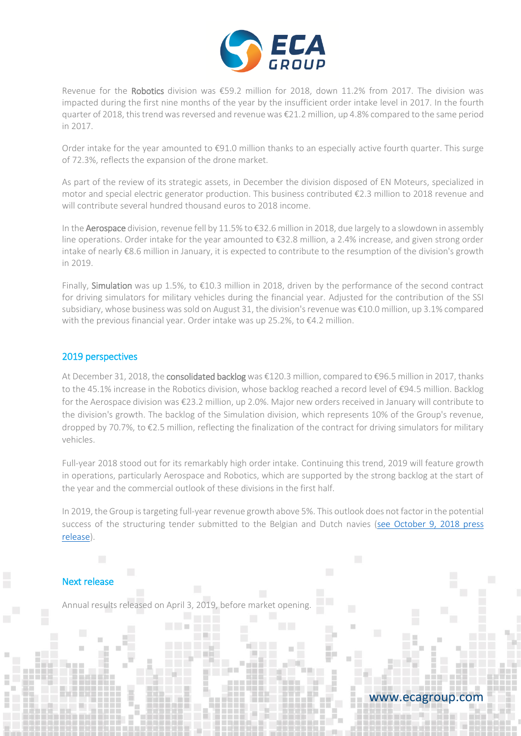Revenue for the **Robotics** division was €59.2 million for 2018, down 11.2% from 2017. The division was impacted during the first nine months of the year by the insufficient order intake level in 2017. In the fourth quarter of 2018, this trend was reversed and revenue was €21.2 million, up 4.8% compared to the same period in 2017.

Order intake for the year amounted to €91.0 million thanks to an especially active fourth quarter. This surge of 72.3%, reflects the expansion of the drone market.

As part of the review of its strategic assets, in December the division disposed of EN Moteurs, specialized in motor and special electric generator production. This business contributed €2.3 million to 2018 revenue and will contribute several hundred thousand euros to 2018 income.

In the **Aerospace** division, revenue fell by 11.5% to €32.6 million in 2018, due largely to a slowdown in assembly line operations. Order intake for the year amounted to €32.8 million, a 2.4% increase, and given strong order intake of nearly €8.6 million in January, it is expected to contribute to the resumption of the division's growth in 2019.

Finally, **Simulation** was up 1.5%, to €10.3 million in 2018, driven by the performance of the second contract for driving simulators for military vehicles during the financial year. Adjusted for the contribution of the SSI subsidiary, whose business was sold on August 31, the division's revenue was €10.0 million, up 3.1% compared with the previous financial year. Order intake was up 25.2%, to €4.2 million.

## 2019 perspectives

At December 31, 2018, the **consolidated backlog** was €120.3 million, compared to €96.5 million in 2017, thanks to the 45.1% increase in the Robotics division, whose backlog reached a record level of €94.5 million. Backlog for the Aerospace division was €23.2 million, up 2.0%. Major new orders received in January will contribute to the division's growth. The backlog of the Simulation division, which represents 10% of the Group's revenue, dropped by 70.7%, to €2.5 million, reflecting the finalization of the contract for driving simulators for military vehicles.

Full-year 2018 stood out for its remarkably high order intake. Continuing this trend, 2019 will feature growth in operations, particularly Aerospace and Robotics, which are supported by the strong backlog at the start of the year and the commercial outlook of these divisions in the first half.

In 2019, the Group is targeting full-year revenue growth above 5%. This outlook does not factor in the potential success of the structuring tender submitted to the Belgian and Dutch navies (see October 9, 2018 press release).

## Next release

Annual results released on April 3, 2019, before market opening.

www.ecagroup.com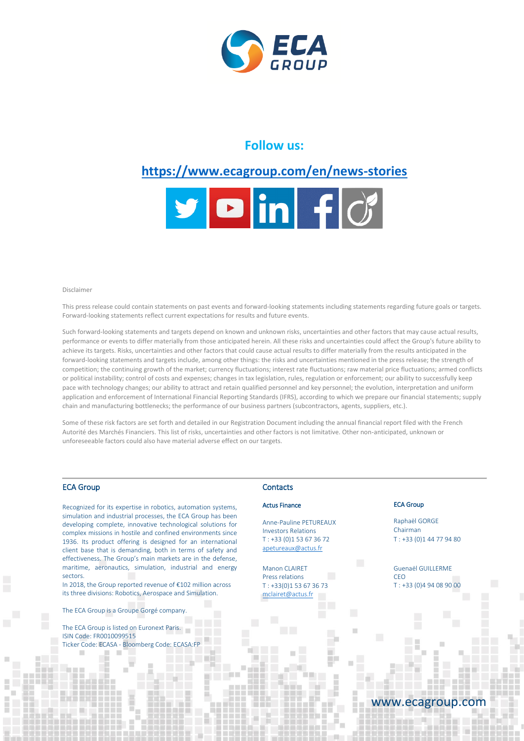## Follow us:

**https://www.ecagroup.com/en/news-stories**

Disclaimer

This press release could contain statements on past events and forward-looking statements including statements regarding future goals or targets. Forward-looking statements reflect current expectations for results and future events.

Such forward-looking statements and targets depend on known and unknown risks, uncertainties and other factors that may cause actual results, performance or events to differ materially from those anticipated herein. All these risks and uncertainties could affect the Group's future ability to achieve its targets. Risks, uncertainties and other factors that could cause actual results to differ materially from the results anticipated in the forward-looking statements and targets include, among other things: the risks and uncertainties mentioned in the press release; the strength of competition; the continuing growth of the market; currency fluctuations; interest rate fluctuations; raw material price fluctuations; armed conflicts or political instability; control of costs and expenses; changes in tax legislation, rules, regulation or enforcement; our ability to successfully keep pace with technology changes; our ability to attract and retain qualified personnel and key personnel; the evolution, interpretation and uniform application and enforcement of International Financial Reporting Standards (IFRS), according to which we prepare our financial statements; supply chain and manufacturing bottlenecks; the performance of our business partners (subcontractors, agents, suppliers, etc.).

Some of these risk factors are set forth and detailed in our Registration Document including the annual financial report filed with the French Autorité des Marchés Financiers. This list of risks, uncertainties and other factors is not limitative. Other non-anticipated, unknown or unforeseeable factors could also have material adverse effect on our targets.

### ECA Group

Recognized for its expertise in robotics, automation systems, simulation and industrial processes, the ECA Group has been developing complete, innovative technological solutions for complex missions in hostile and confined environments since 1936. Its product offering is designed for an international client base that is demanding, both in terms of safety and effectiveness. The Group's main markets are in the defense, maritime, aeronautics, simulation, industrial and energy sectors.
In 2018, the Group reported revenue of €102 million across its three divisions: Robotics, Aerospace and Simulation.

The ECA Group is a Groupe Gorgé company.

The ECA Group is listed on Euronext Paris.
ISIN Code: FR0010099515
Ticker Code: ECASA - Bloomberg Code: ECASA:FP

### Contacts

**Actus Finance**

Anne-Pauline PETUREAUX
Investors Relations
T : +33 (0)1 53 67 36 72
apetureaux@actus.fr

Manon CLAIRET
Press relations
T : +33(0)1 53 67 36 73
mclairet@actus.fr

**ECA Group**

Raphaël GORGE
Chairman
T : +33 (0)1 44 77 94 80

Guenaël GUILLERME
CEO
T : +33 (0)4 94 08 90 00

www.ecagroup.com